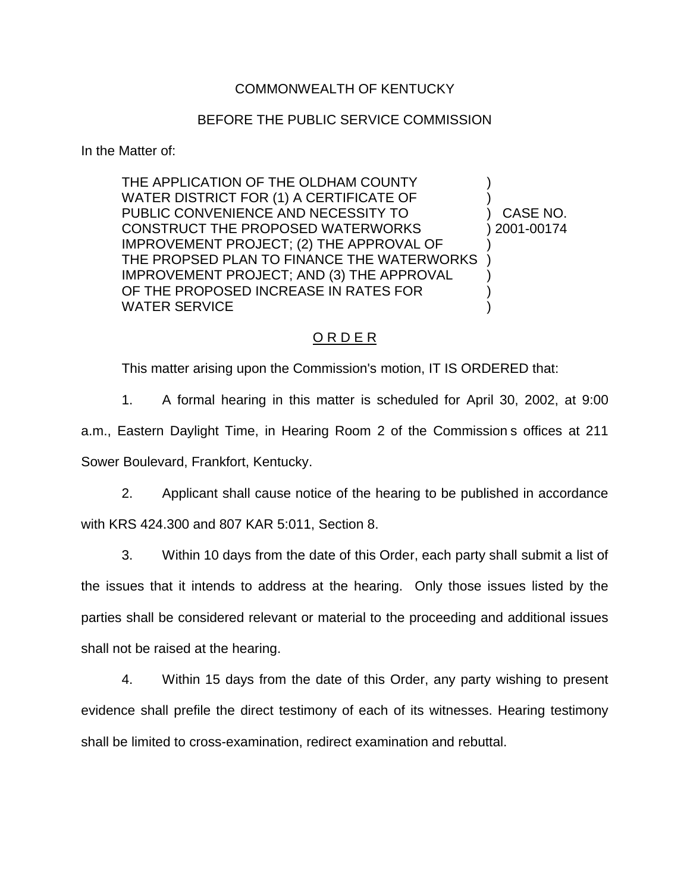COMMONWEALTH OF KENTUCKY

BEFORE THE PUBLIC SERVICE COMMISSION

In the Matter of:

| | |
|---|---|
| THE APPLICATION OF THE OLDHAM COUNTY WATER DISTRICT FOR (1) A CERTIFICATE OF PUBLIC CONVENIENCE AND NECESSITY TO CONSTRUCT THE PROPOSED WATERWORKS IMPROVEMENT PROJECT; (2) THE APPROVAL OF THE PROPSED PLAN TO FINANCE THE WATERWORKS IMPROVEMENT PROJECT; AND (3) THE APPROVAL OF THE PROPOSED INCREASE IN RATES FOR WATER SERVICE | ) CASE NO. 2001-00174 |

## O R D E R

This matter arising upon the Commission's motion, IT IS ORDERED that:

1. A formal hearing in this matter is scheduled for April 30, 2002, at 9:00 a.m., Eastern Daylight Time, in Hearing Room 2 of the Commission s offices at 211 Sower Boulevard, Frankfort, Kentucky.

2. Applicant shall cause notice of the hearing to be published in accordance with KRS 424.300 and 807 KAR 5:011, Section 8.

3. Within 10 days from the date of this Order, each party shall submit a list of the issues that it intends to address at the hearing. Only those issues listed by the parties shall be considered relevant or material to the proceeding and additional issues shall not be raised at the hearing.

4. Within 15 days from the date of this Order, any party wishing to present evidence shall prefile the direct testimony of each of its witnesses. Hearing testimony shall be limited to cross-examination, redirect examination and rebuttal.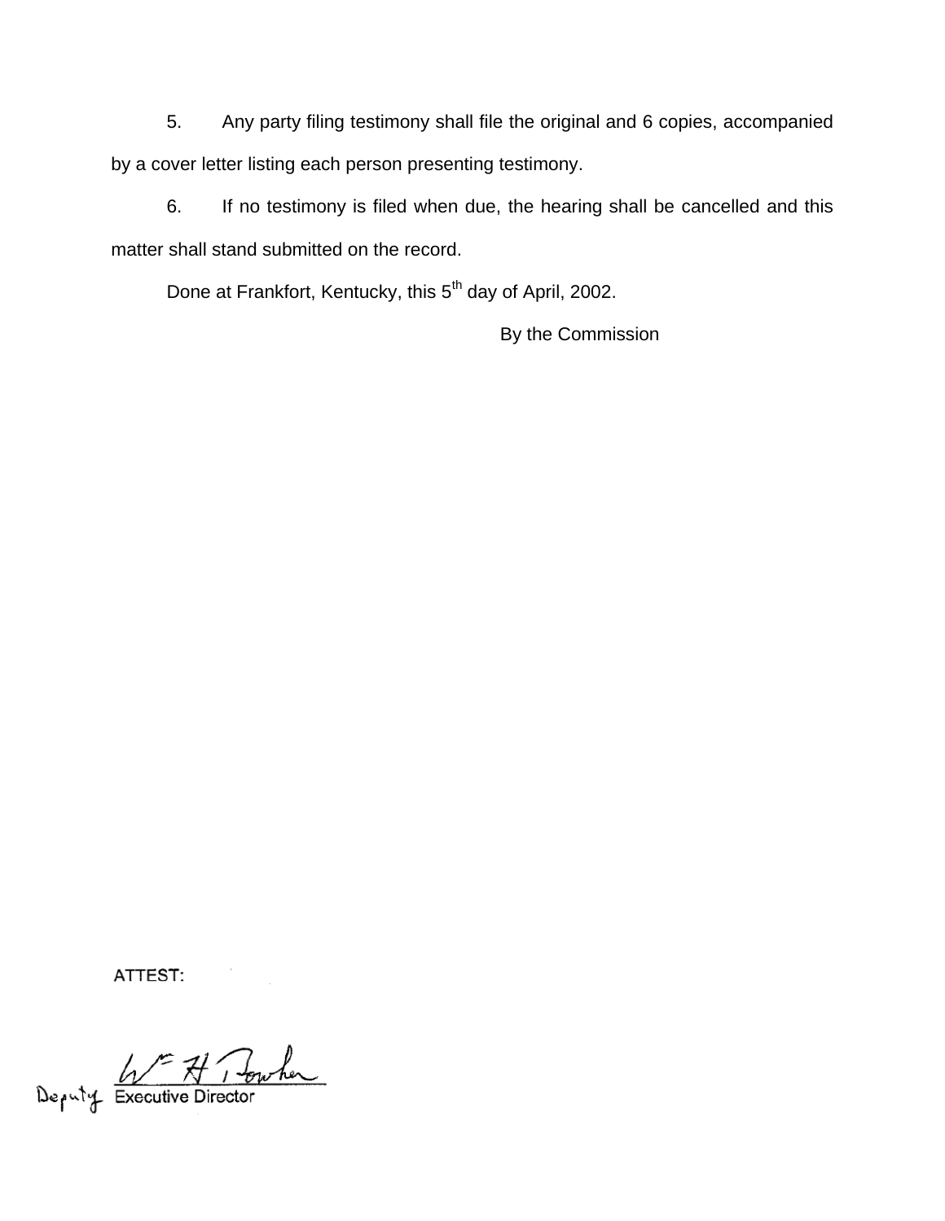5. Any party filing testimony shall file the original and 6 copies, accompanied by a cover letter listing each person presenting testimony.

6. If no testimony is filed when due, the hearing shall be cancelled and this matter shall stand submitted on the record.

Done at Frankfort, Kentucky, this 5th day of April, 2002.

By the Commission

ATTEST:

Deputy Executive Director